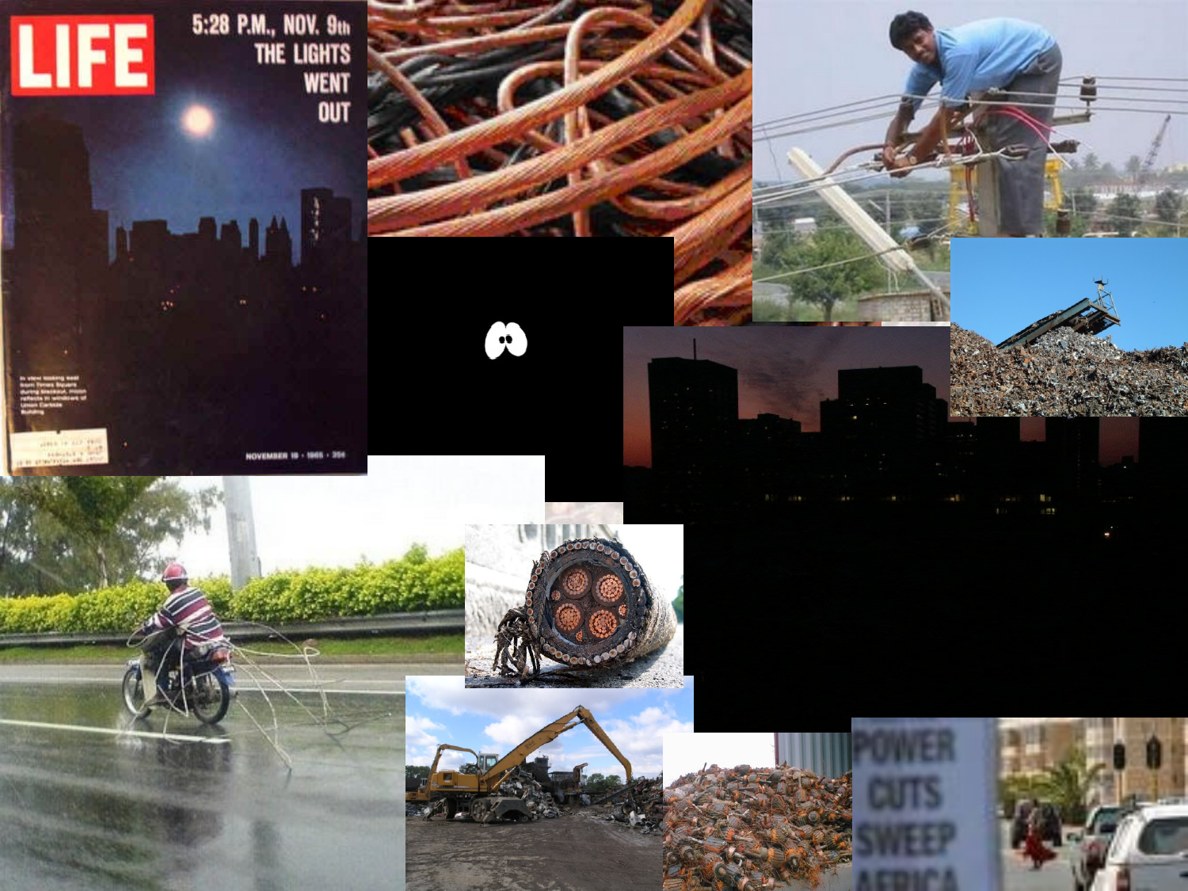LIFE

5:28 P.M., NOV. 9th THE LIGHTS WENT OUT

NOVEMBER 19 • 1965 • 35¢

POWER CUTS SWEEP AFRICA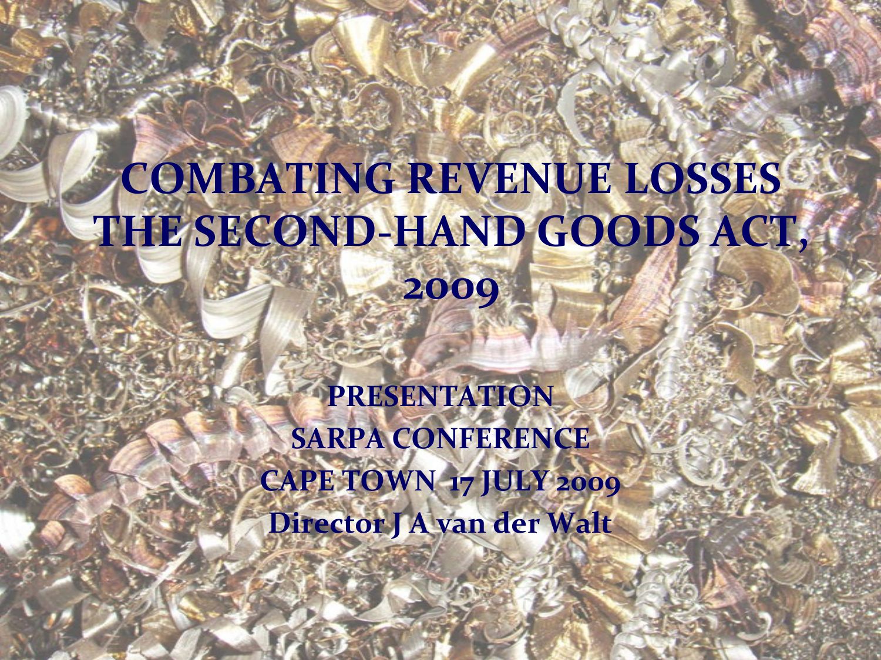# COMBATING REVENUE LOSSES THE SECOND-HAND GOODS ACT, 2009

**PRESENTATION**

**SARPA CONFERENCE**

**CAPE TOWN 17 JULY 2009**

**Director J A van der Walt**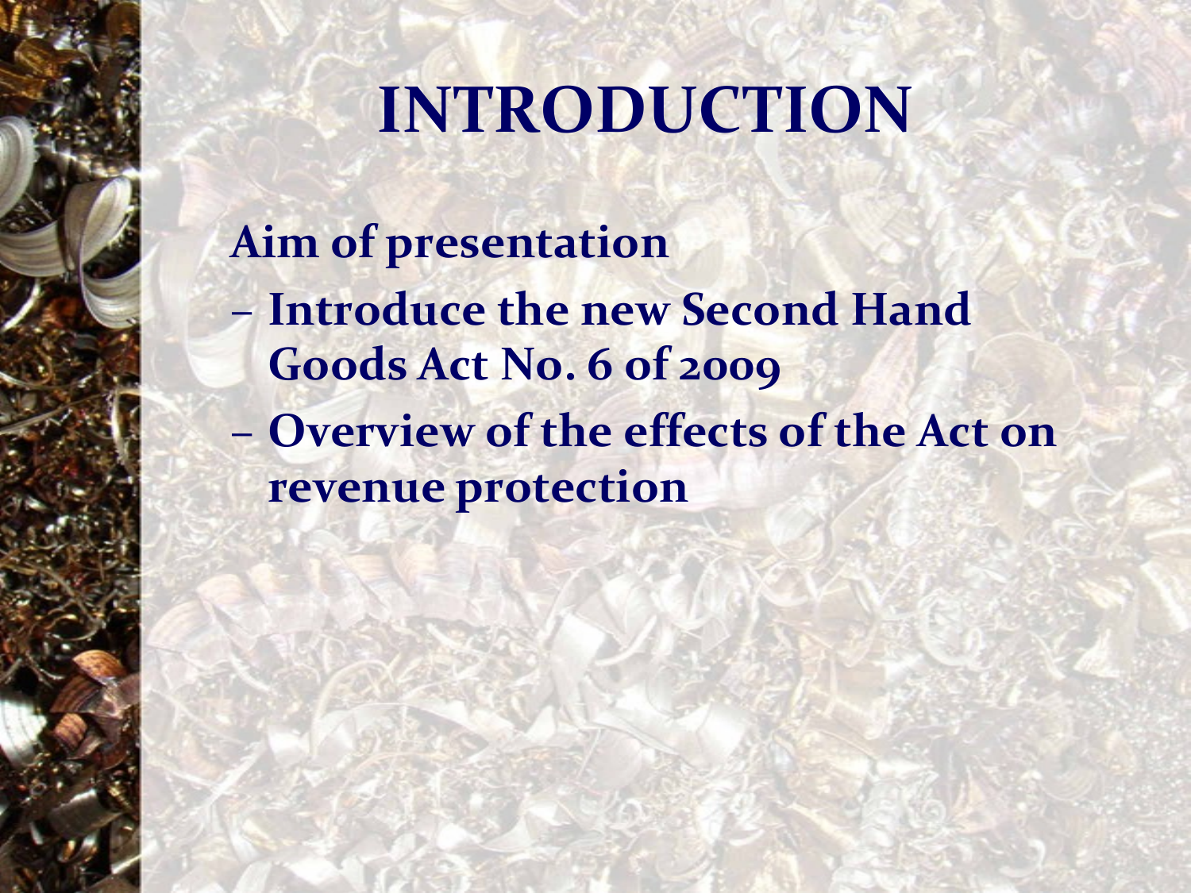# INTRODUCTION

**Aim of presentation**

- **Introduce the new Second Hand Goods Act No. 6 of 2009**
- **Overview of the effects of the Act on revenue protection**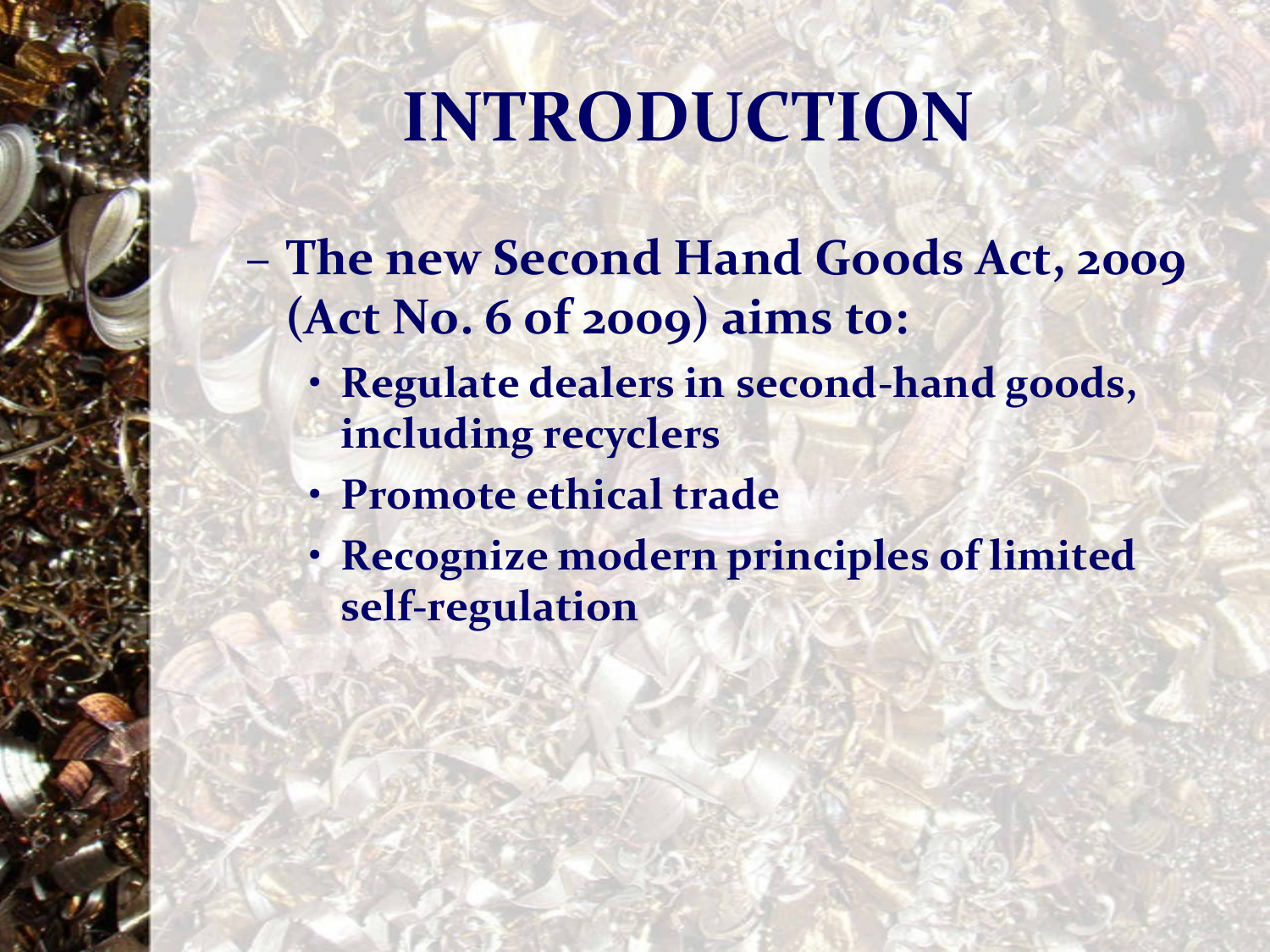# INTRODUCTION

- **The new Second Hand Goods Act, 2009 (Act No. 6 of 2009) aims to:**
  - **Regulate dealers in second-hand goods, including recyclers**
  - **Promote ethical trade**
  - **Recognize modern principles of limited self-regulation**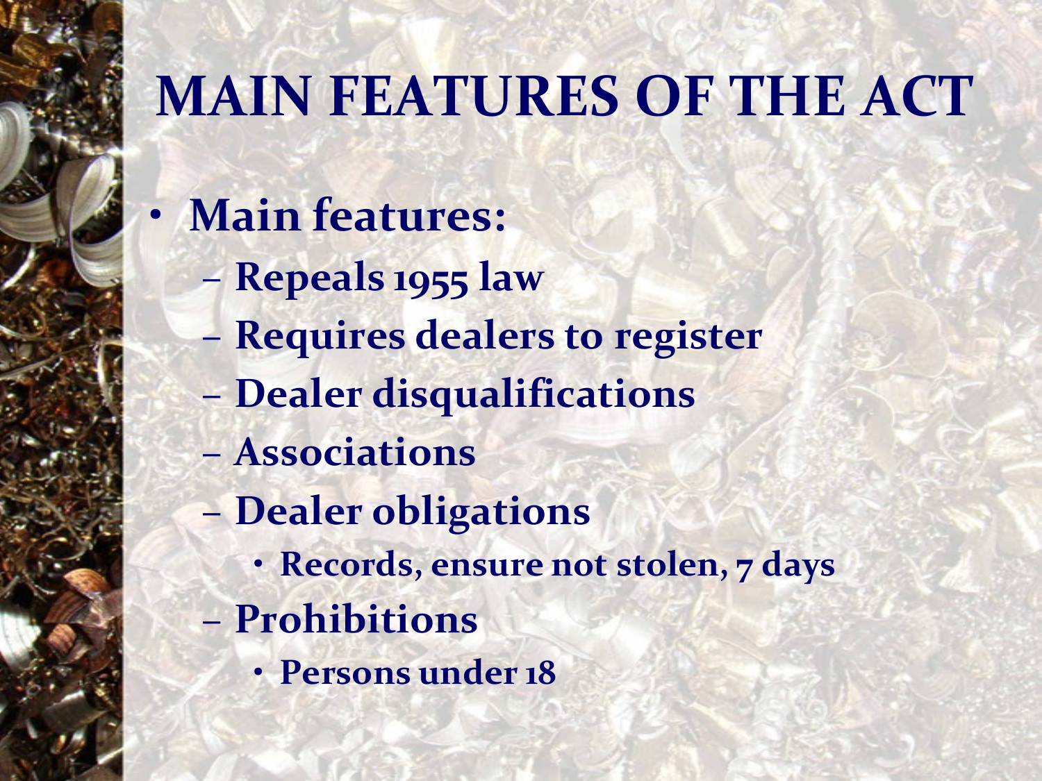# MAIN FEATURES OF THE ACT

- **Main features:**
  - **Repeals 1955 law**
  - **Requires dealers to register**
  - **Dealer disqualifications**
  - **Associations**
  - **Dealer obligations**
    - **Records, ensure not stolen, 7 days**
  - **Prohibitions**
    - **Persons under 18**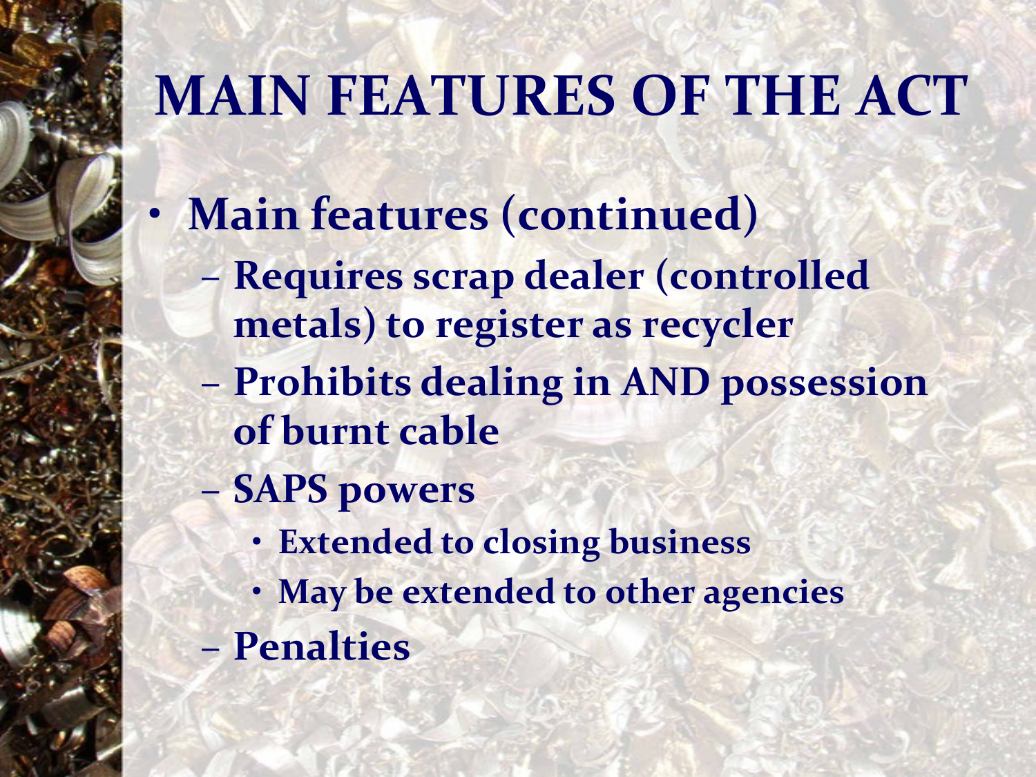# MAIN FEATURES OF THE ACT

- **Main features (continued)**
  - **Requires scrap dealer (controlled metals) to register as recycler**
  - **Prohibits dealing in AND possession of burnt cable**
  - **SAPS powers**
    - **Extended to closing business**
    - **May be extended to other agencies**
  - **Penalties**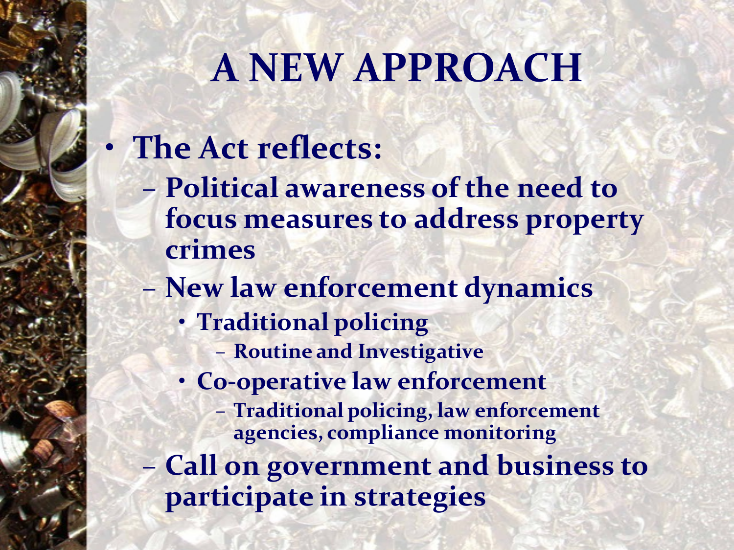# A NEW APPROACH

- **The Act reflects:**
  - **Political awareness of the need to focus measures to address property crimes**
  - **New law enforcement dynamics**
    - **Traditional policing**
      - **Routine and Investigative**
    - **Co-operative law enforcement**
      - **Traditional policing, law enforcement agencies, compliance monitoring**
  - **Call on government and business to participate in strategies**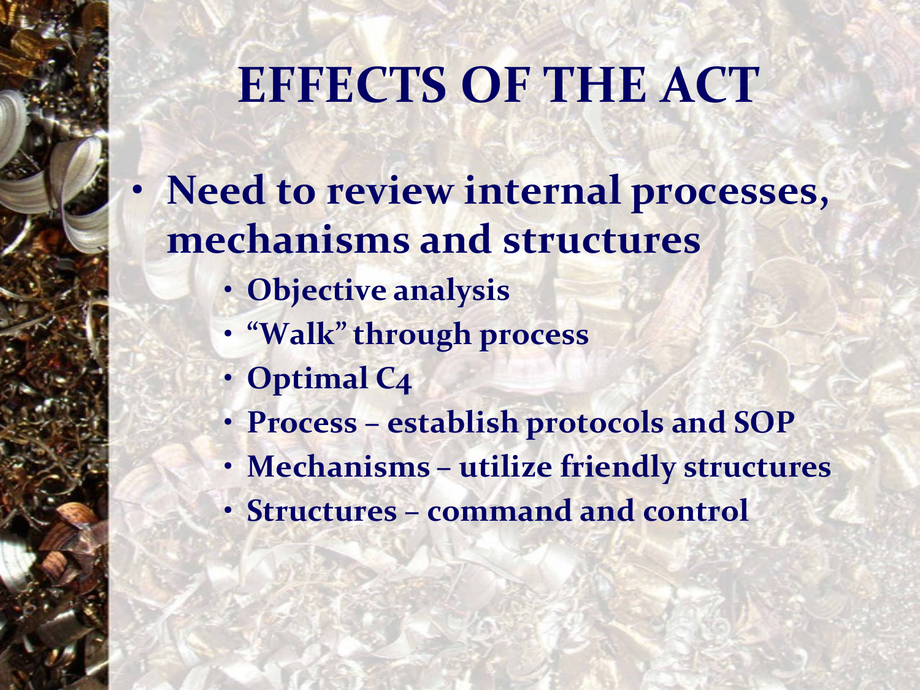# EFFECTS OF THE ACT

- **Need to review internal processes, mechanisms and structures**
  - **Objective analysis**
  - **"Walk" through process**
  - **Optimal C4**
  - **Process – establish protocols and SOP**
  - **Mechanisms – utilize friendly structures**
  - **Structures – command and control**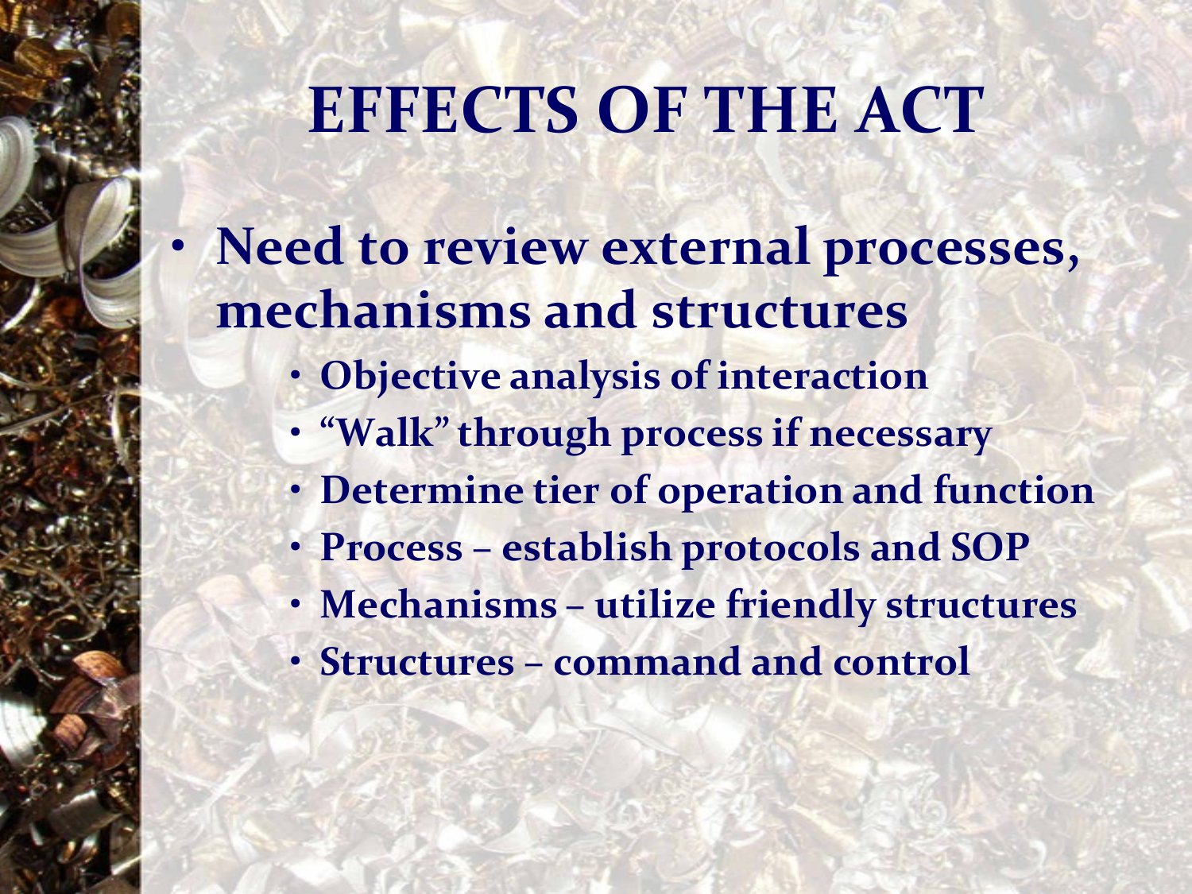# EFFECTS OF THE ACT

- **Need to review external processes, mechanisms and structures**
  - **Objective analysis of interaction**
  - **"Walk" through process if necessary**
  - **Determine tier of operation and function**
  - **Process – establish protocols and SOP**
  - **Mechanisms – utilize friendly structures**
  - **Structures – command and control**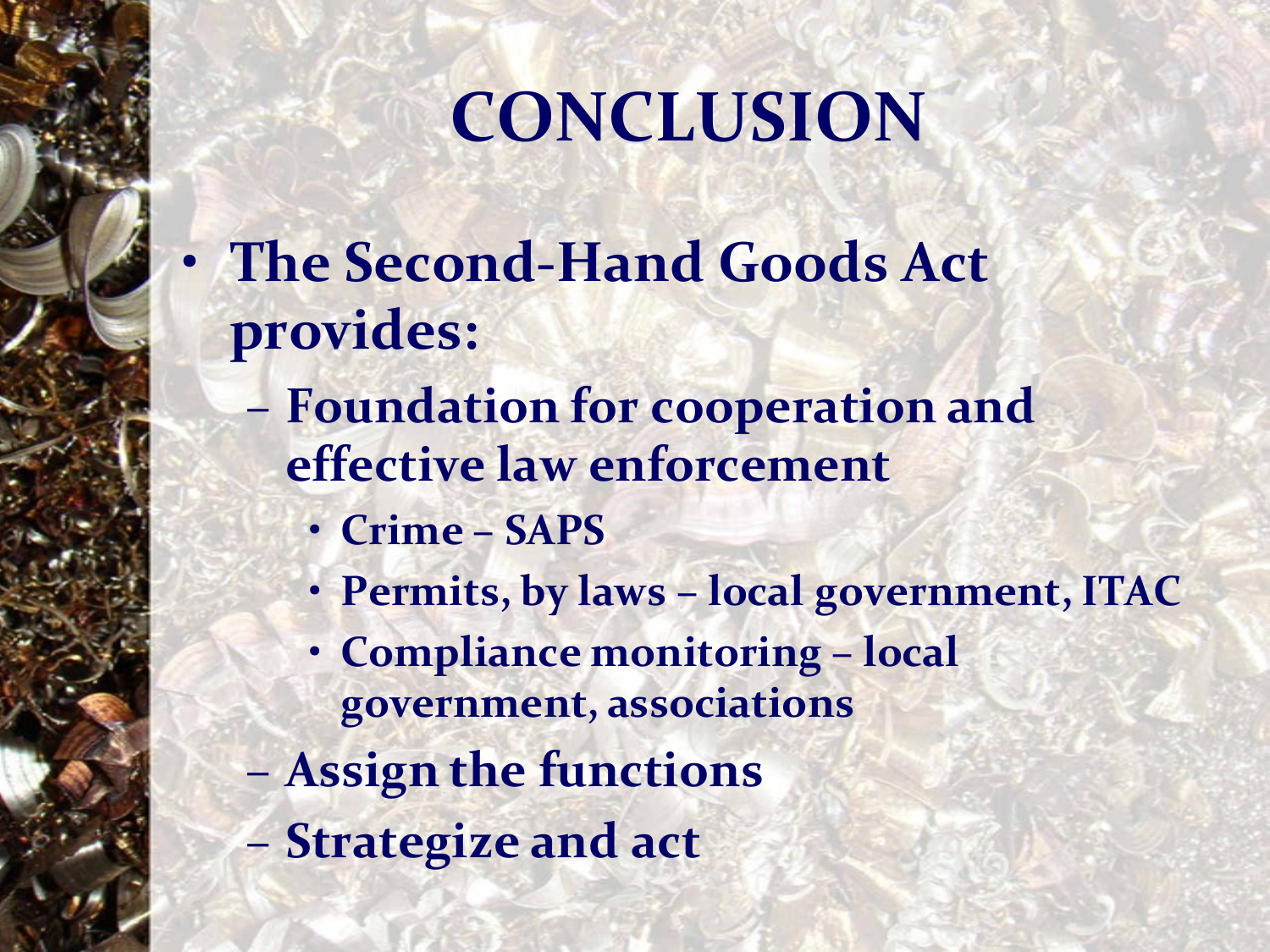# CONCLUSION

- **The Second-Hand Goods Act provides:**
  - **Foundation for cooperation and effective law enforcement**
    - **Crime – SAPS**
    - **Permits, by laws – local government, ITAC**
    - **Compliance monitoring – local government, associations**
  - **Assign the functions**
  - **Strategize and act**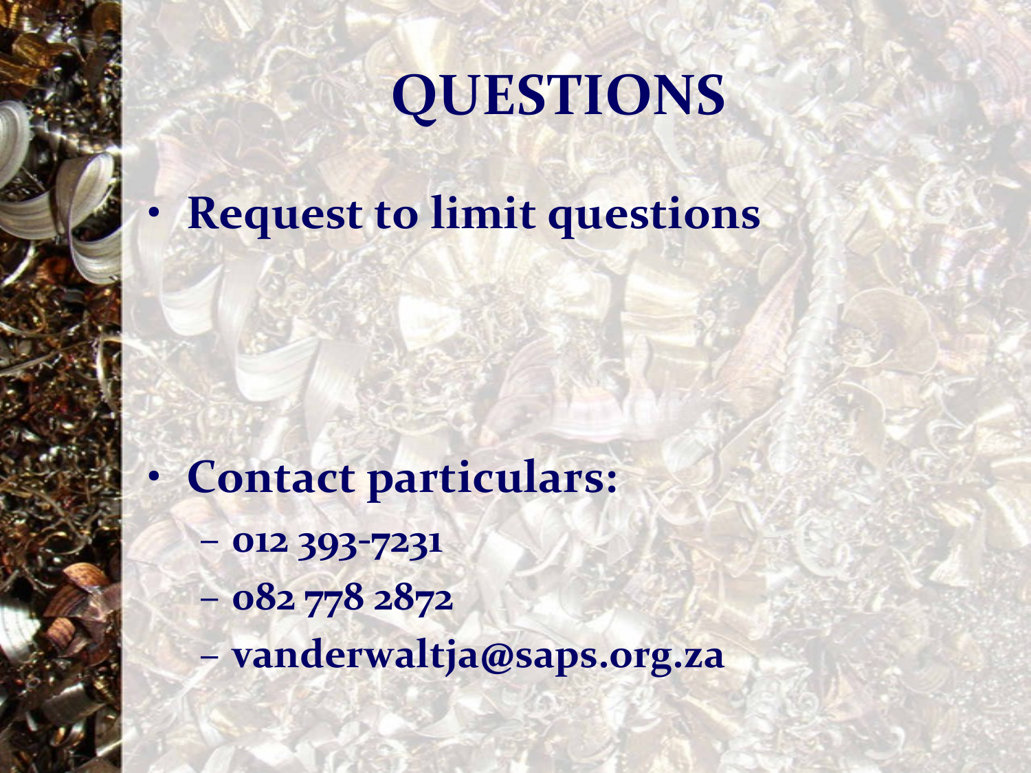# QUESTIONS

- Request to limit questions

- Contact particulars:
  - 012 393-7231
  - 082 778 2872
  - vanderwaltja@saps.org.za